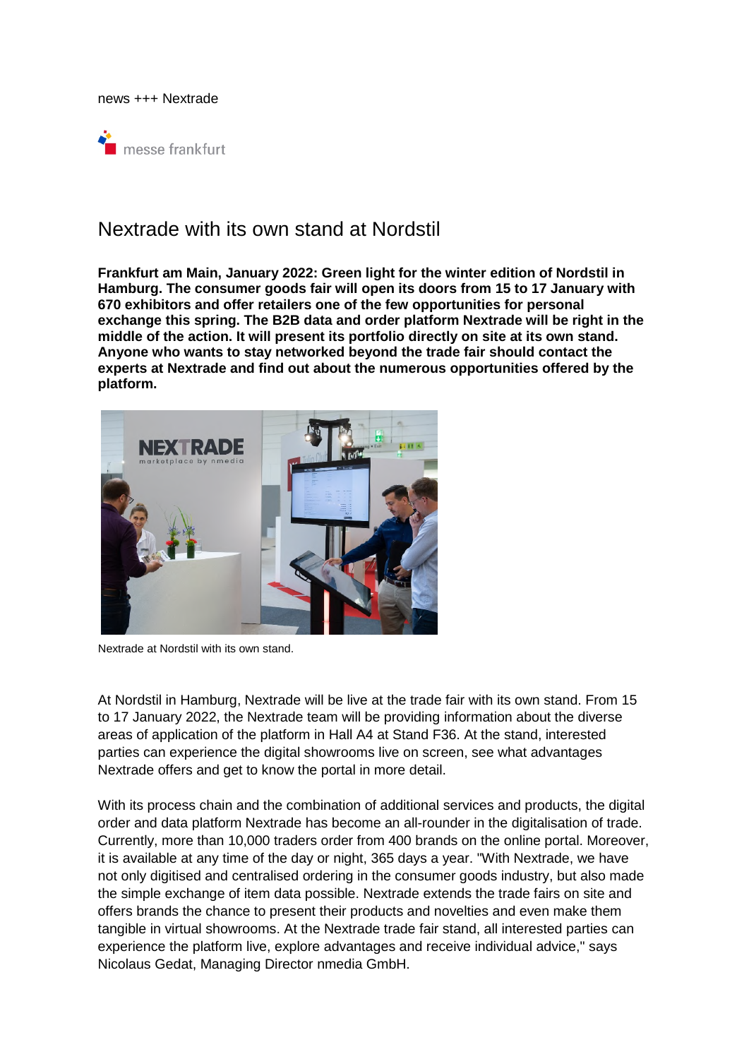news +++ Nextrade

messe frankfurt

# Nextrade with its own stand at Nordstil

**Frankfurt am Main, January 2022: Green light for the winter edition of Nordstil in Hamburg. The consumer goods fair will open its doors from 15 to 17 January with 670 exhibitors and offer retailers one of the few opportunities for personal exchange this spring. The B2B data and order platform Nextrade will be right in the middle of the action. It will present its portfolio directly on site at its own stand. Anyone who wants to stay networked beyond the trade fair should contact the experts at Nextrade and find out about the numerous opportunities offered by the platform.**

Nextrade at Nordstil with its own stand.

At Nordstil in Hamburg, Nextrade will be live at the trade fair with its own stand. From 15 to 17 January 2022, the Nextrade team will be providing information about the diverse areas of application of the platform in Hall A4 at Stand F36. At the stand, interested parties can experience the digital showrooms live on screen, see what advantages Nextrade offers and get to know the portal in more detail.

With its process chain and the combination of additional services and products, the digital order and data platform Nextrade has become an all-rounder in the digitalisation of trade. Currently, more than 10,000 traders order from 400 brands on the online portal. Moreover, it is available at any time of the day or night, 365 days a year. "With Nextrade, we have not only digitised and centralised ordering in the consumer goods industry, but also made the simple exchange of item data possible. Nextrade extends the trade fairs on site and offers brands the chance to present their products and novelties and even make them tangible in virtual showrooms. At the Nextrade trade fair stand, all interested parties can experience the platform live, explore advantages and receive individual advice," says Nicolaus Gedat, Managing Director nmedia GmbH.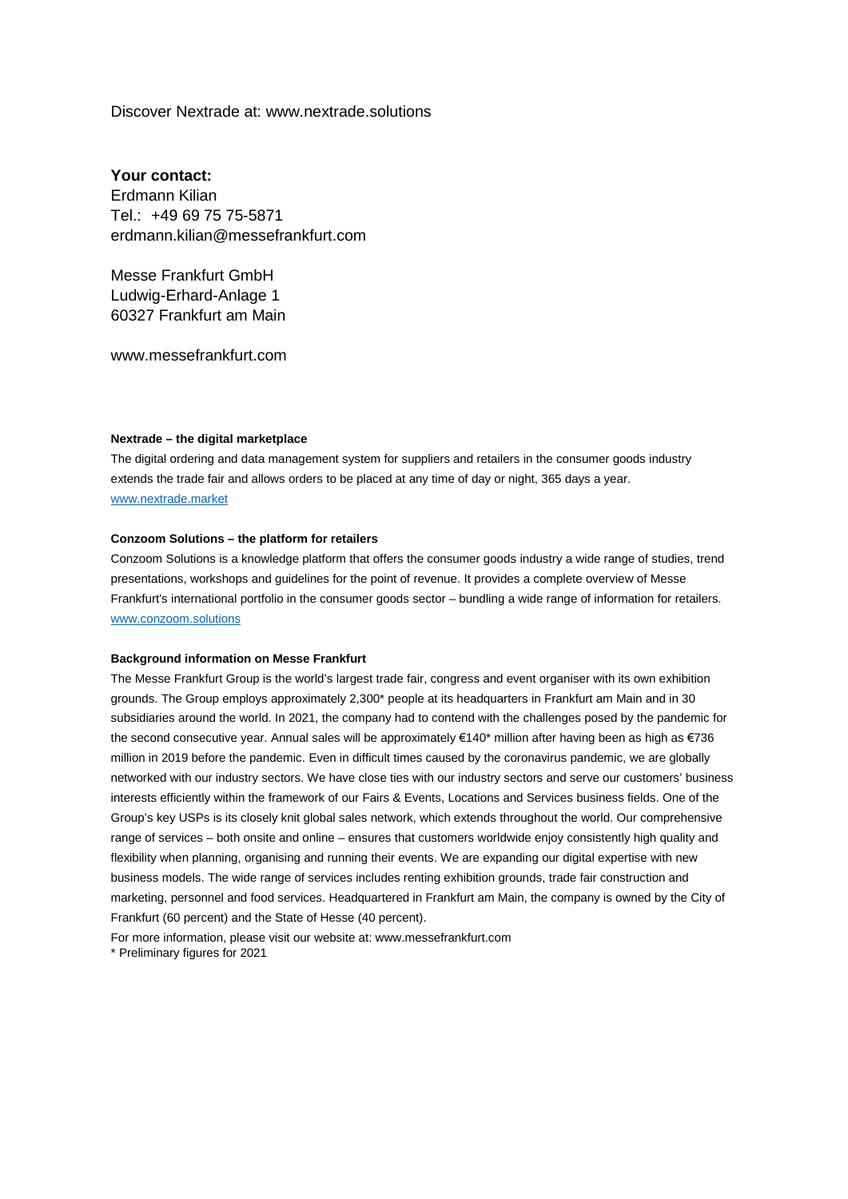Discover Nextrade at: www.nextrade.solutions

**Your contact:**
Erdmann Kilian
Tel.: +49 69 75 75-5871
erdmann.kilian@messefrankfurt.com

Messe Frankfurt GmbH
Ludwig-Erhard-Anlage 1
60327 Frankfurt am Main

www.messefrankfurt.com

**Nextrade – the digital marketplace**

The digital ordering and data management system for suppliers and retailers in the consumer goods industry extends the trade fair and allows orders to be placed at any time of day or night, 365 days a year.
www.nextrade.market

**Conzoom Solutions – the platform for retailers**

Conzoom Solutions is a knowledge platform that offers the consumer goods industry a wide range of studies, trend presentations, workshops and guidelines for the point of revenue. It provides a complete overview of Messe Frankfurt's international portfolio in the consumer goods sector – bundling a wide range of information for retailers.
www.conzoom.solutions

**Background information on Messe Frankfurt**

The Messe Frankfurt Group is the world's largest trade fair, congress and event organiser with its own exhibition grounds. The Group employs approximately 2,300* people at its headquarters in Frankfurt am Main and in 30 subsidiaries around the world. In 2021, the company had to contend with the challenges posed by the pandemic for the second consecutive year. Annual sales will be approximately €140* million after having been as high as €736 million in 2019 before the pandemic. Even in difficult times caused by the coronavirus pandemic, we are globally networked with our industry sectors. We have close ties with our industry sectors and serve our customers' business interests efficiently within the framework of our Fairs & Events, Locations and Services business fields. One of the Group's key USPs is its closely knit global sales network, which extends throughout the world. Our comprehensive range of services – both onsite and online – ensures that customers worldwide enjoy consistently high quality and flexibility when planning, organising and running their events. We are expanding our digital expertise with new business models. The wide range of services includes renting exhibition grounds, trade fair construction and marketing, personnel and food services. Headquartered in Frankfurt am Main, the company is owned by the City of Frankfurt (60 percent) and the State of Hesse (40 percent).

For more information, please visit our website at: www.messefrankfurt.com
\* Preliminary figures for 2021